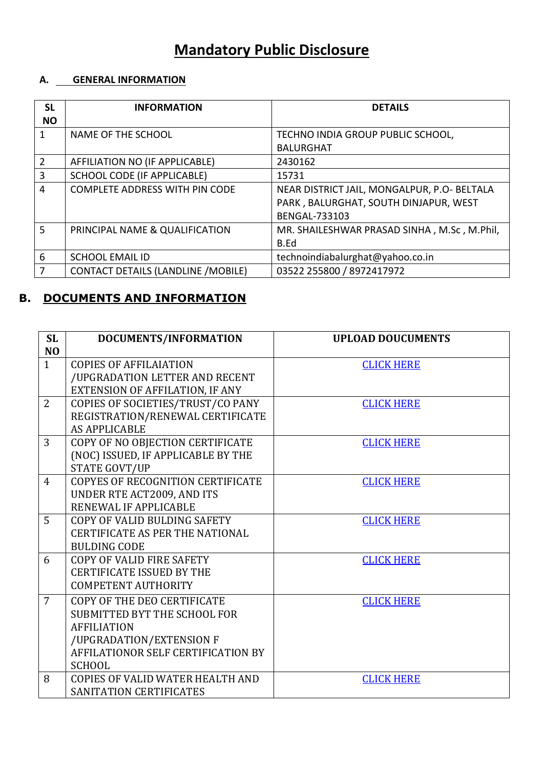# Mandatory Public Disclosure

## A. GENERAL INFORMATION

| SL NO | INFORMATION | DETAILS |
|---|---|---|
| 1 | NAME OF THE SCHOOL | TECHNO INDIA GROUP PUBLIC SCHOOL, BALURGHAT |
| 2 | AFFILIATION NO (IF APPLICABLE) | 2430162 |
| 3 | SCHOOL CODE (IF APPLICABLE) | 15731 |
| 4 | COMPLETE ADDRESS WITH PIN CODE | NEAR DISTRICT JAIL, MONGALPUR, P.O- BELTALA PARK , BALURGHAT, SOUTH DINJAPUR, WEST BENGAL-733103 |
| 5 | PRINCIPAL NAME & QUALIFICATION | MR. SHAILESHWAR PRASAD SINHA , M.Sc , M.Phil, B.Ed |
| 6 | SCHOOL EMAIL ID | technoindiabalurghat@yahoo.co.in |
| 7 | CONTACT DETAILS (LANDLINE /MOBILE) | 03522 255800 / 8972417972 |

## B. DOCUMENTS AND INFORMATION

| SL NO | DOCUMENTS/INFORMATION | UPLOAD DOUCUMENTS |
|---|---|---|
| 1 | COPIES OF AFFILAIATION /UPGRADATION LETTER AND RECENT EXTENSION OF AFFILATION, IF ANY | CLICK HERE |
| 2 | COPIES OF SOCIETIES/TRUST/CO PANY REGISTRATION/RENEWAL CERTIFICATE AS APPLICABLE | CLICK HERE |
| 3 | COPY OF NO OBJECTION CERTIFICATE (NOC) ISSUED, IF APPLICABLE BY THE STATE GOVT/UP | CLICK HERE |
| 4 | COPYES OF RECOGNITION CERTIFICATE UNDER RTE ACT2009, AND ITS RENEWAL IF APPLICABLE | CLICK HERE |
| 5 | COPY OF VALID BULDING SAFETY CERTIFICATE AS PER THE NATIONAL BULDING CODE | CLICK HERE |
| 6 | COPY OF VALID FIRE SAFETY CERTIFICATE ISSUED BY THE COMPETENT AUTHORITY | CLICK HERE |
| 7 | COPY OF THE DEO CERTIFICATE SUBMITTED BYT THE SCHOOL FOR AFFILIATION /UPGRADATION/EXTENSION F AFFILATIONOR SELF CERTIFICATION BY SCHOOL | CLICK HERE |
| 8 | COPIES OF VALID WATER HEALTH AND SANITATION CERTIFICATES | CLICK HERE |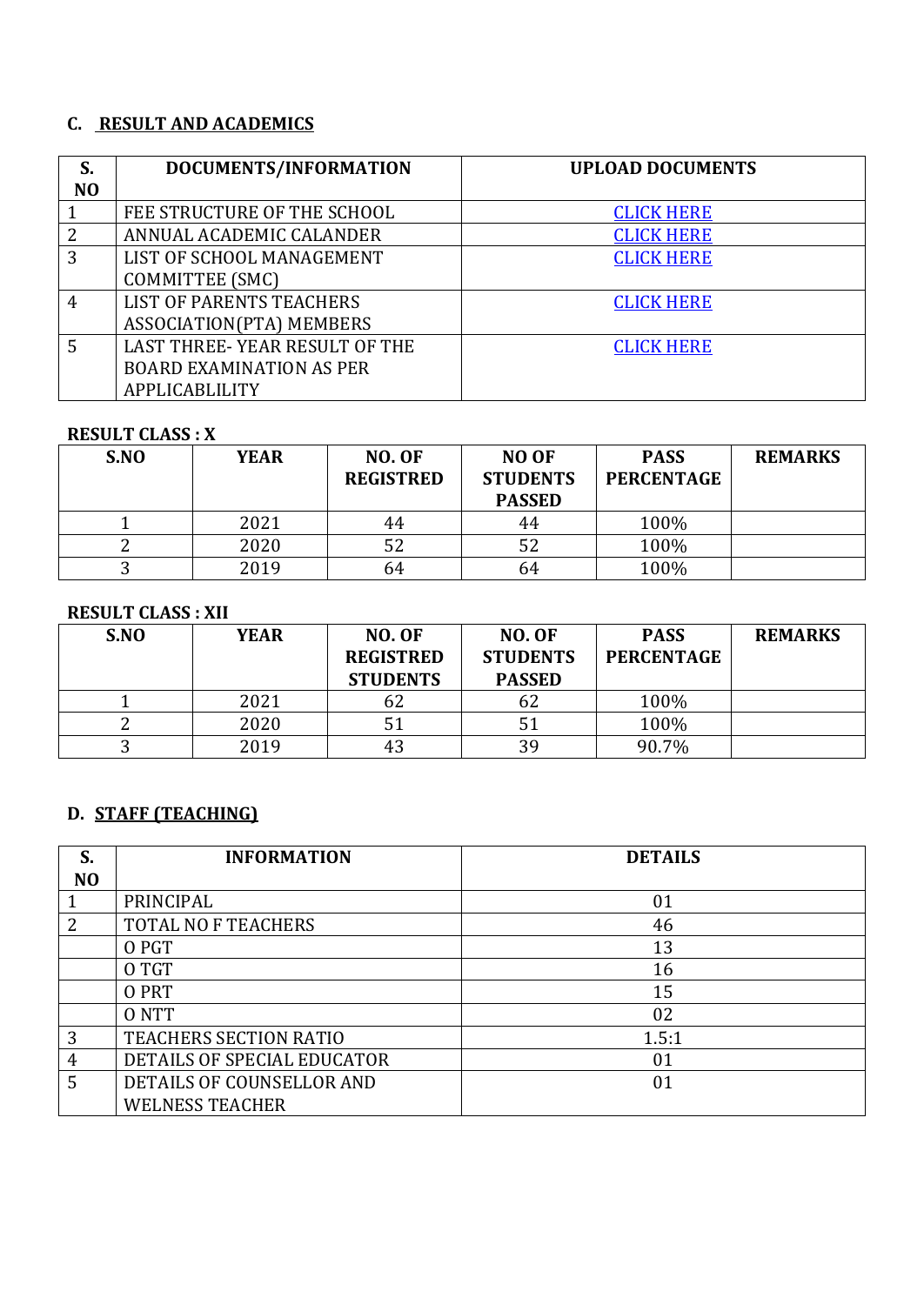## C. RESULT AND ACADEMICS

| S. NO | DOCUMENTS/INFORMATION | UPLOAD DOCUMENTS |
|---|---|---|
| 1 | FEE STRUCTURE OF THE SCHOOL | CLICK HERE |
| 2 | ANNUAL ACADEMIC CALANDER | CLICK HERE |
| 3 | LIST OF SCHOOL MANAGEMENT COMMITTEE (SMC) | CLICK HERE |
| 4 | LIST OF PARENTS TEACHERS ASSOCIATION(PTA) MEMBERS | CLICK HERE |
| 5 | LAST THREE- YEAR RESULT OF THE BOARD EXAMINATION AS PER APPLICABLILITY | CLICK HERE |

**RESULT CLASS : X**

| S.NO | YEAR | NO. OF REGISTRED | NO OF STUDENTS PASSED | PASS PERCENTAGE | REMARKS |
|---|---|---|---|---|---|
| 1 | 2021 | 44 | 44 | 100% | |
| 2 | 2020 | 52 | 52 | 100% | |
| 3 | 2019 | 64 | 64 | 100% | |

**RESULT CLASS : XII**

| S.NO | YEAR | NO. OF REGISTRED STUDENTS | NO. OF STUDENTS PASSED | PASS PERCENTAGE | REMARKS |
|---|---|---|---|---|---|
| 1 | 2021 | 62 | 62 | 100% | |
| 2 | 2020 | 51 | 51 | 100% | |
| 3 | 2019 | 43 | 39 | 90.7% | |

## D. STAFF (TEACHING)

| S. NO | INFORMATION | DETAILS |
|---|---|---|
| 1 | PRINCIPAL | 01 |
| 2 | TOTAL NO F TEACHERS | 46 |
| | O PGT | 13 |
| | O TGT | 16 |
| | O PRT | 15 |
| | O NTT | 02 |
| 3 | TEACHERS SECTION RATIO | 1.5:1 |
| 4 | DETAILS OF SPECIAL EDUCATOR | 01 |
| 5 | DETAILS OF COUNSELLOR AND WELNESS TEACHER | 01 |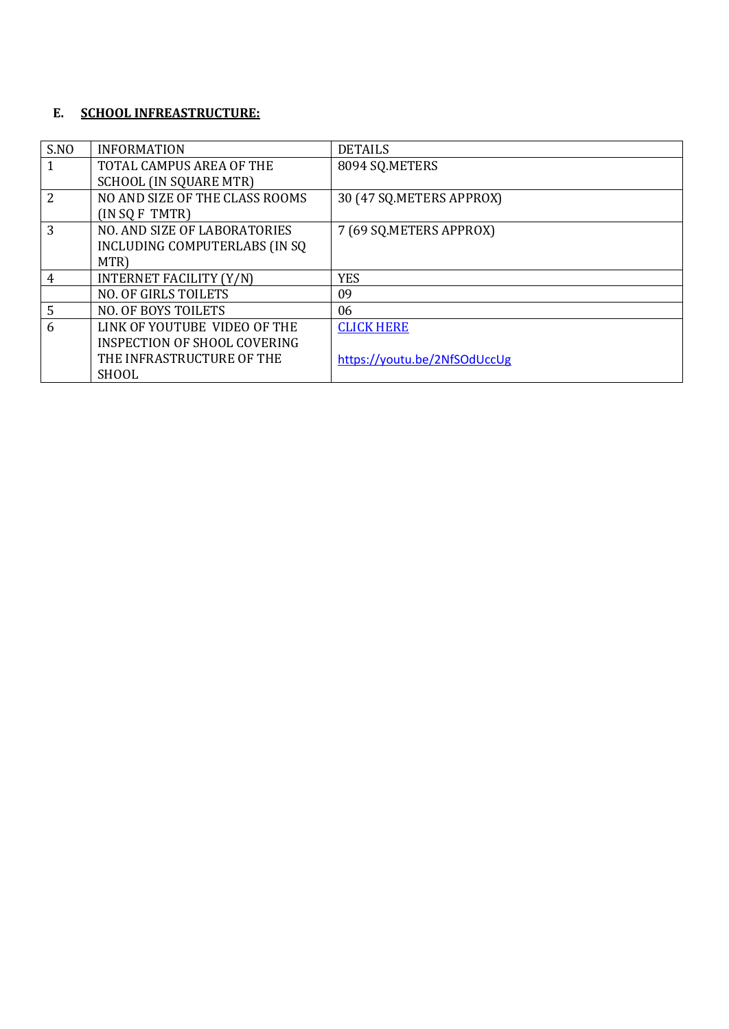**E. SCHOOL INFREASTRUCTURE:**

| S.NO | INFORMATION | DETAILS |
|---|---|---|
| 1 | TOTAL CAMPUS AREA OF THE SCHOOL (IN SQUARE MTR) | 8094 SQ.METERS |
| 2 | NO AND SIZE OF THE CLASS ROOMS (IN SQ F TMTR) | 30 (47 SQ.METERS APPROX) |
| 3 | NO. AND SIZE OF LABORATORIES INCLUDING COMPUTERLABS (IN SQ MTR) | 7 (69 SQ.METERS APPROX) |
| 4 | INTERNET FACILITY (Y/N) | YES |
| | NO. OF GIRLS TOILETS | 09 |
| 5 | NO. OF BOYS TOILETS | 06 |
| 6 | LINK OF YOUTUBE VIDEO OF THE INSPECTION OF SHOOL COVERING THE INFRASTRUCTURE OF THE SHOOL | CLICK HERE<br><br>https://youtu.be/2NfSOdUccUg |